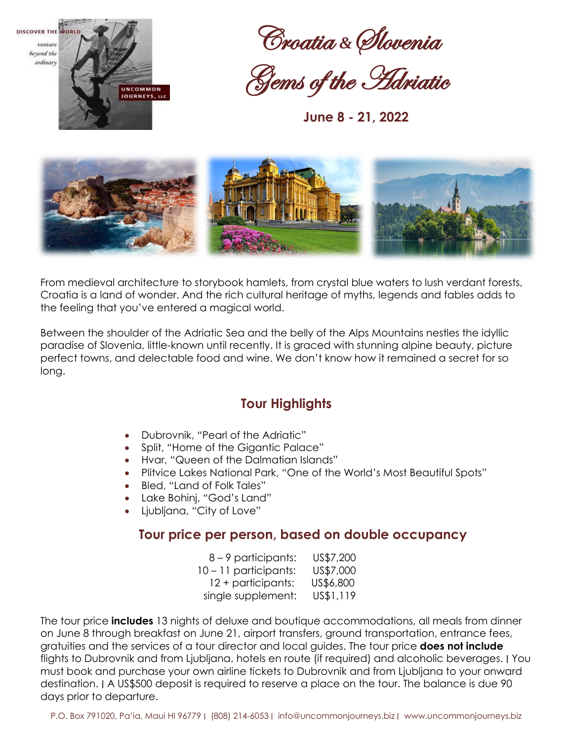# Croatia & Slovenia

## Gems of the Adriatic

**June 8 - 21, 2022**

From medieval architecture to storybook hamlets, from crystal blue waters to lush verdant forests, Croatia is a land of wonder. And the rich cultural heritage of myths, legends and fables adds to the feeling that you've entered a magical world.

Between the shoulder of the Adriatic Sea and the belly of the Alps Mountains nestles the idyllic paradise of Slovenia, little-known until recently. It is graced with stunning alpine beauty, picture perfect towns, and delectable food and wine. We don't know how it remained a secret for so long.

## Tour Highlights

- Dubrovnik, "Pearl of the Adriatic"
- Split, "Home of the Gigantic Palace"
- Hvar, "Queen of the Dalmatian Islands"
- Plitvice Lakes National Park, "One of the World's Most Beautiful Spots"
- Bled, "Land of Folk Tales"
- Lake Bohinj, "God's Land"
- Ljubljana, "City of Love"

## Tour price per person, based on double occupancy

| | |
|---|---|
| 8 – 9 participants: | US$7,200 |
| 10 – 11 participants: | US$7,000 |
| 12 + participants: | US$6,800 |
| single supplement: | US$1,119 |

The tour price **includes** 13 nights of deluxe and boutique accommodations, all meals from dinner on June 8 through breakfast on June 21, airport transfers, ground transportation, entrance fees, gratuities and the services of a tour director and local guides. The tour price **does not include** flights to Dubrovnik and from Ljubljana, hotels en route (if required) and alcoholic beverages. | You must book and purchase your own airline tickets to Dubrovnik and from Ljubljana to your onward destination. | A US$500 deposit is required to reserve a place on the tour. The balance is due 90 days prior to departure.

P.O. Box 791020, Pa'ia, Maui HI 96779 | (808) 214-6053 | info@uncommonjourneys.biz | www.uncommonjourneys.biz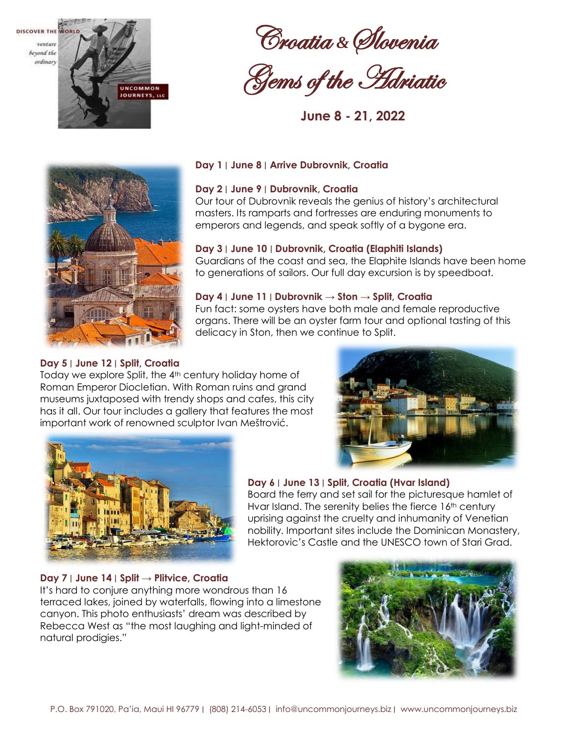# Croatia & Slovenia

## Gems of the Adriatic

**June 8 - 21, 2022**

**Day 1 | June 8 | Arrive Dubrovnik, Croatia**

**Day 2 | June 9 | Dubrovnik, Croatia**

Our tour of Dubrovnik reveals the genius of history's architectural masters. Its ramparts and fortresses are enduring monuments to emperors and legends, and speak softly of a bygone era.

**Day 3 | June 10 | Dubrovnik, Croatia (Elaphiti Islands)**

Guardians of the coast and sea, the Elaphite Islands have been home to generations of sailors. Our full day excursion is by speedboat.

**Day 4 | June 11 | Dubrovnik → Ston → Split, Croatia**

Fun fact: some oysters have both male and female reproductive organs. There will be an oyster farm tour and optional tasting of this delicacy in Ston, then we continue to Split.

**Day 5 | June 12 | Split, Croatia**

Today we explore Split, the 4th century holiday home of Roman Emperor Diocletian. With Roman ruins and grand museums juxtaposed with trendy shops and cafes, this city has it all. Our tour includes a gallery that features the most important work of renowned sculptor Ivan Meštrović.

**Day 6 | June 13 | Split, Croatia (Hvar Island)**

Board the ferry and set sail for the picturesque hamlet of Hvar Island. The serenity belies the fierce 16th century uprising against the cruelty and inhumanity of Venetian nobility. Important sites include the Dominican Monastery, Hektorovic's Castle and the UNESCO town of Stari Grad.

**Day 7 | June 14 | Split → Plitvice, Croatia**

It's hard to conjure anything more wondrous than 16 terraced lakes, joined by waterfalls, flowing into a limestone canyon. This photo enthusiasts' dream was described by Rebecca West as "the most laughing and light-minded of natural prodigies."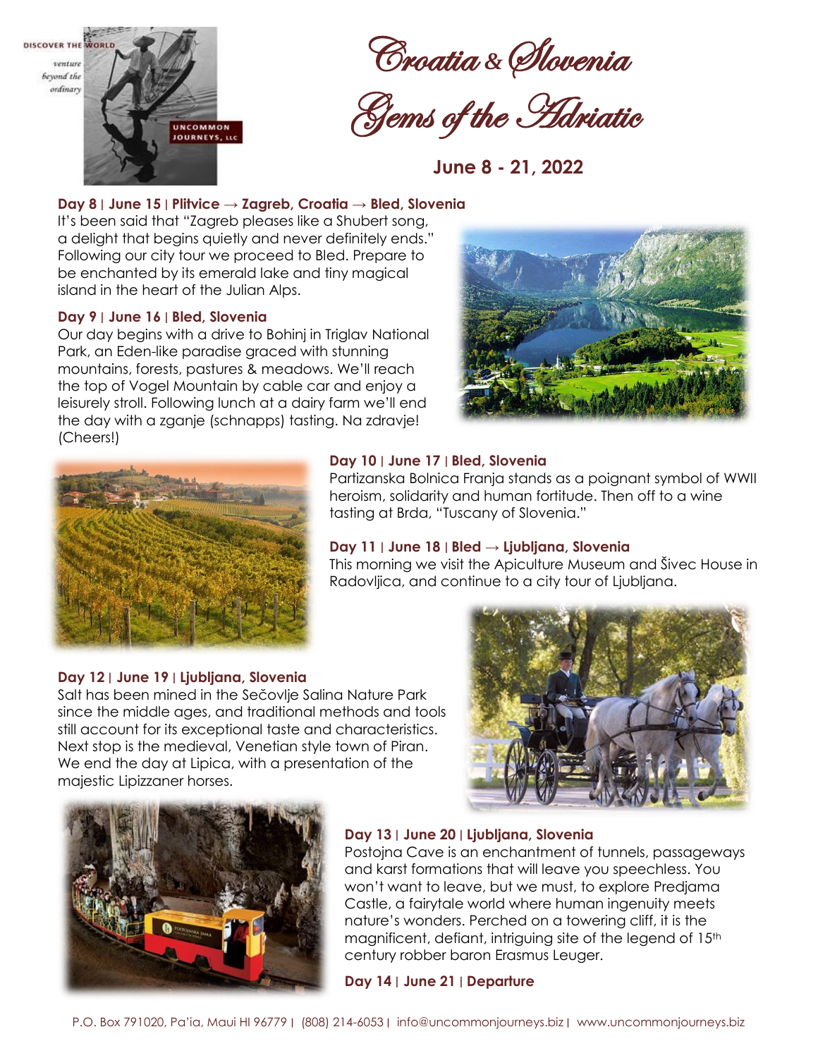DISCOVER THE WORLD

*venture beyond the ordinary*

UNCOMMON JOURNEYS, LLC

# Croatia & Slovenia

# Gems of the Adriatic

**June 8 - 21, 2022**

### Day 8 | June 15 | Plitvice → Zagreb, Croatia → Bled, Slovenia

It's been said that "Zagreb pleases like a Shubert song, a delight that begins quietly and never definitely ends." Following our city tour we proceed to Bled. Prepare to be enchanted by its emerald lake and tiny magical island in the heart of the Julian Alps.

### Day 9 | June 16 | Bled, Slovenia

Our day begins with a drive to Bohinj in Triglav National Park, an Eden-like paradise graced with stunning mountains, forests, pastures & meadows. We'll reach the top of Vogel Mountain by cable car and enjoy a leisurely stroll. Following lunch at a dairy farm we'll end the day with a zganje (schnapps) tasting. Na zdravje! (Cheers!)

### Day 10 | June 17 | Bled, Slovenia

Partizanska Bolnica Franja stands as a poignant symbol of WWII heroism, solidarity and human fortitude. Then off to a wine tasting at Brda, "Tuscany of Slovenia."

### Day 11 | June 18 | Bled → Ljubljana, Slovenia

This morning we visit the Apiculture Museum and Šivec House in Radovljica, and continue to a city tour of Ljubljana.

### Day 12 | June 19 | Ljubljana, Slovenia

Salt has been mined in the Sečovlje Salina Nature Park since the middle ages, and traditional methods and tools still account for its exceptional taste and characteristics. Next stop is the medieval, Venetian style town of Piran. We end the day at Lipica, with a presentation of the majestic Lipizzaner horses.

### Day 13 | June 20 | Ljubljana, Slovenia

Postojna Cave is an enchantment of tunnels, passageways and karst formations that will leave you speechless. You won't want to leave, but we must, to explore Predjama Castle, a fairytale world where human ingenuity meets nature's wonders. Perched on a towering cliff, it is the magnificent, defiant, intriguing site of the legend of 15th century robber baron Erasmus Leuger.

### Day 14 | June 21 | Departure

P.O. Box 791020, Pa'ia, Maui HI 96779 | (808) 214-6053 | info@uncommonjourneys.biz | www.uncommonjourneys.biz